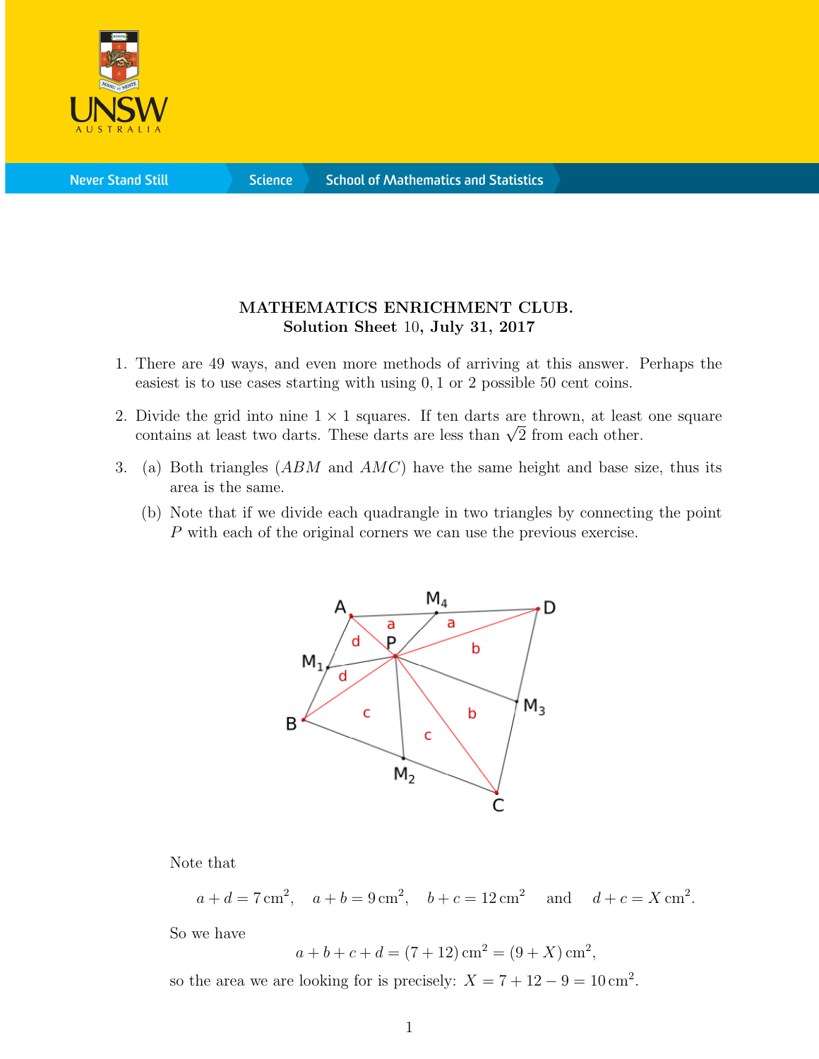# MATHEMATICS ENRICHMENT CLUB.
## Solution Sheet 10, July 31, 2017

1. There are 49 ways, and even more methods of arriving at this answer. Perhaps the easiest is to use cases starting with using $0, 1$ or $2$ possible 50 cent coins.

2. Divide the grid into nine $1 \times 1$ squares. If ten darts are thrown, at least one square contains at least two darts. These darts are less than $\sqrt{2}$ from each other.

3. (a) Both triangles ($ABM$ and $AMC$) have the same height and base size, thus its area is the same.

   (b) Note that if we divide each quadrangle in two triangles by connecting the point $P$ with each of the original corners we can use the previous exercise.

   Note that

   $$a + d = 7\,\text{cm}^2, \quad a + b = 9\,\text{cm}^2, \quad b + c = 12\,\text{cm}^2 \quad \text{and} \quad d + c = X\,\text{cm}^2.$$

   So we have

   $$a + b + c + d = (7 + 12)\,\text{cm}^2 = (9 + X)\,\text{cm}^2,$$

   so the area we are looking for is precisely: $X = 7 + 12 - 9 = 10\,\text{cm}^2$.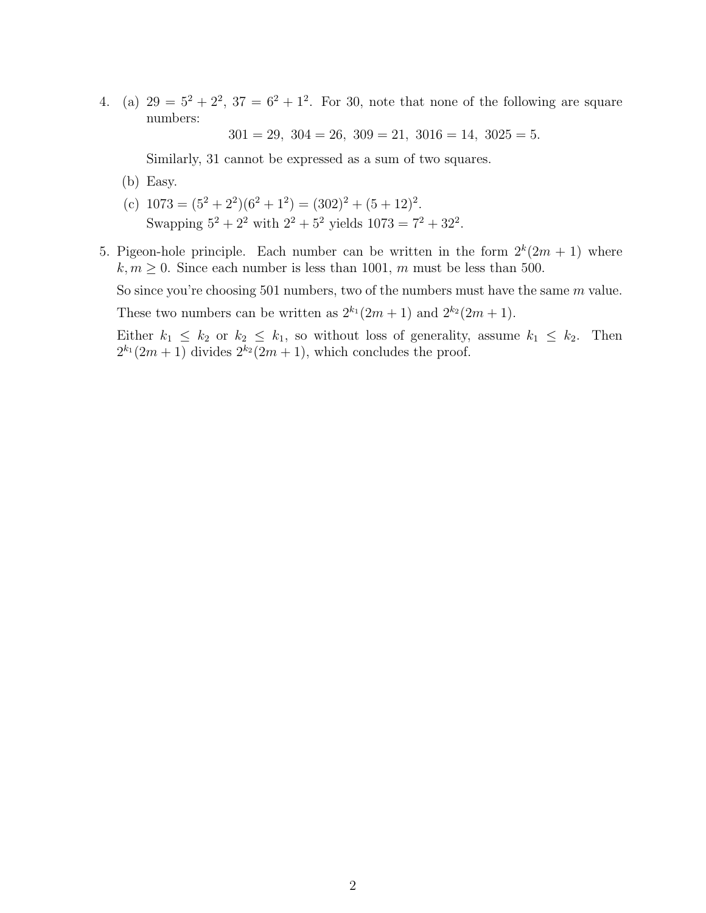4. (a) $29 = 5^2 + 2^2$, $37 = 6^2 + 1^2$. For 30, note that none of the following are square numbers:

   $$301 = 29,\ 304 = 26,\ 309 = 21,\ 3016 = 14,\ 3025 = 5.$$

   Similarly, 31 cannot be expressed as a sum of two squares.

   (b) Easy.

   (c) $1073 = (5^2 + 2^2)(6^2 + 1^2) = (302)^2 + (5 + 12)^2$.
   Swapping $5^2 + 2^2$ with $2^2 + 5^2$ yields $1073 = 7^2 + 32^2$.

5. Pigeon-hole principle. Each number can be written in the form $2^k(2m + 1)$ where $k, m \geq 0$. Since each number is less than 1001, $m$ must be less than 500.

   So since you're choosing 501 numbers, two of the numbers must have the same $m$ value.

   These two numbers can be written as $2^{k_1}(2m + 1)$ and $2^{k_2}(2m + 1)$.

   Either $k_1 \leq k_2$ or $k_2 \leq k_1$, so without loss of generality, assume $k_1 \leq k_2$. Then $2^{k_1}(2m + 1)$ divides $2^{k_2}(2m + 1)$, which concludes the proof.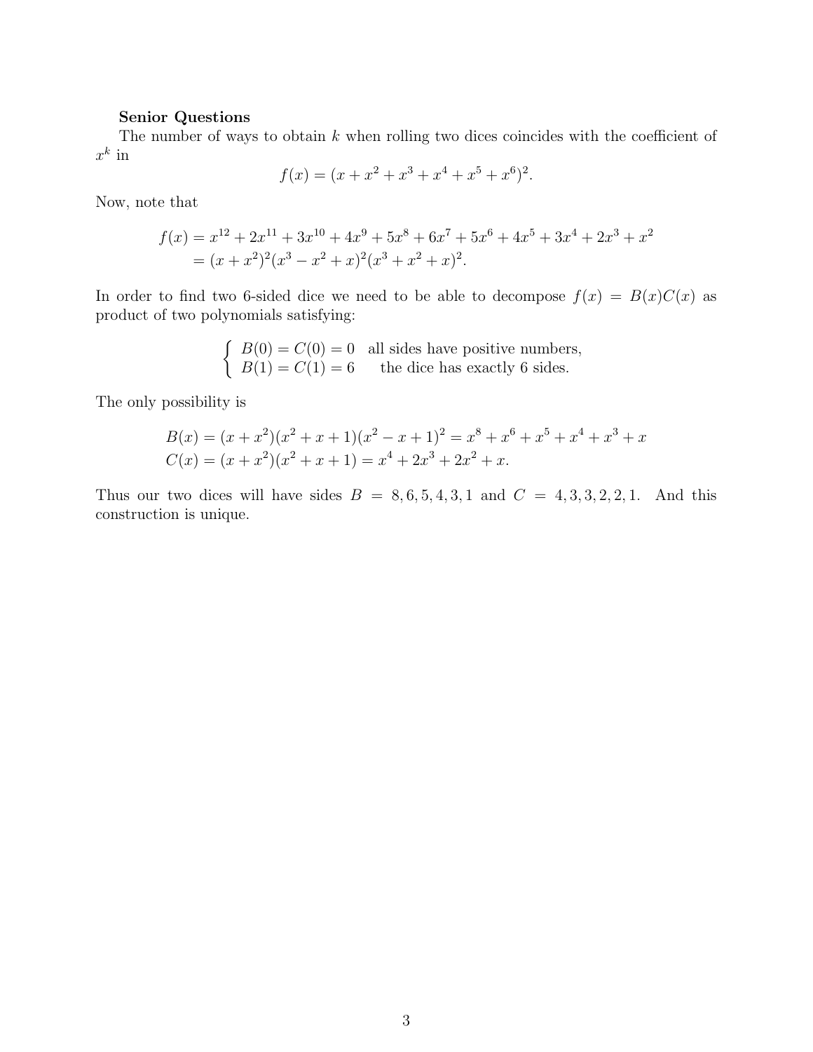**Senior Questions**

The number of ways to obtain $k$ when rolling two dices coincides with the coefficient of $x^k$ in

$$f(x) = (x + x^2 + x^3 + x^4 + x^5 + x^6)^2.$$

Now, note that

$$\begin{aligned} f(x) &= x^{12} + 2x^{11} + 3x^{10} + 4x^9 + 5x^8 + 6x^7 + 5x^6 + 4x^5 + 3x^4 + 2x^3 + x^2 \\ &= (x + x^2)^2(x^3 - x^2 + x)^2(x^3 + x^2 + x)^2. \end{aligned}$$

In order to find two 6-sided dice we need to be able to decompose $f(x) = B(x)C(x)$ as product of two polynomials satisfying:

$$\begin{cases} B(0) = C(0) = 0 & \text{all sides have positive numbers,} \\ B(1) = C(1) = 6 & \text{the dice has exactly 6 sides.} \end{cases}$$

The only possibility is

$$\begin{aligned} B(x) &= (x + x^2)(x^2 + x + 1)(x^2 - x + 1)^2 = x^8 + x^6 + x^5 + x^4 + x^3 + x \\ C(x) &= (x + x^2)(x^2 + x + 1) = x^4 + 2x^3 + 2x^2 + x. \end{aligned}$$

Thus our two dices will have sides $B = 8, 6, 5, 4, 3, 1$ and $C = 4, 3, 3, 2, 2, 1$. And this construction is unique.